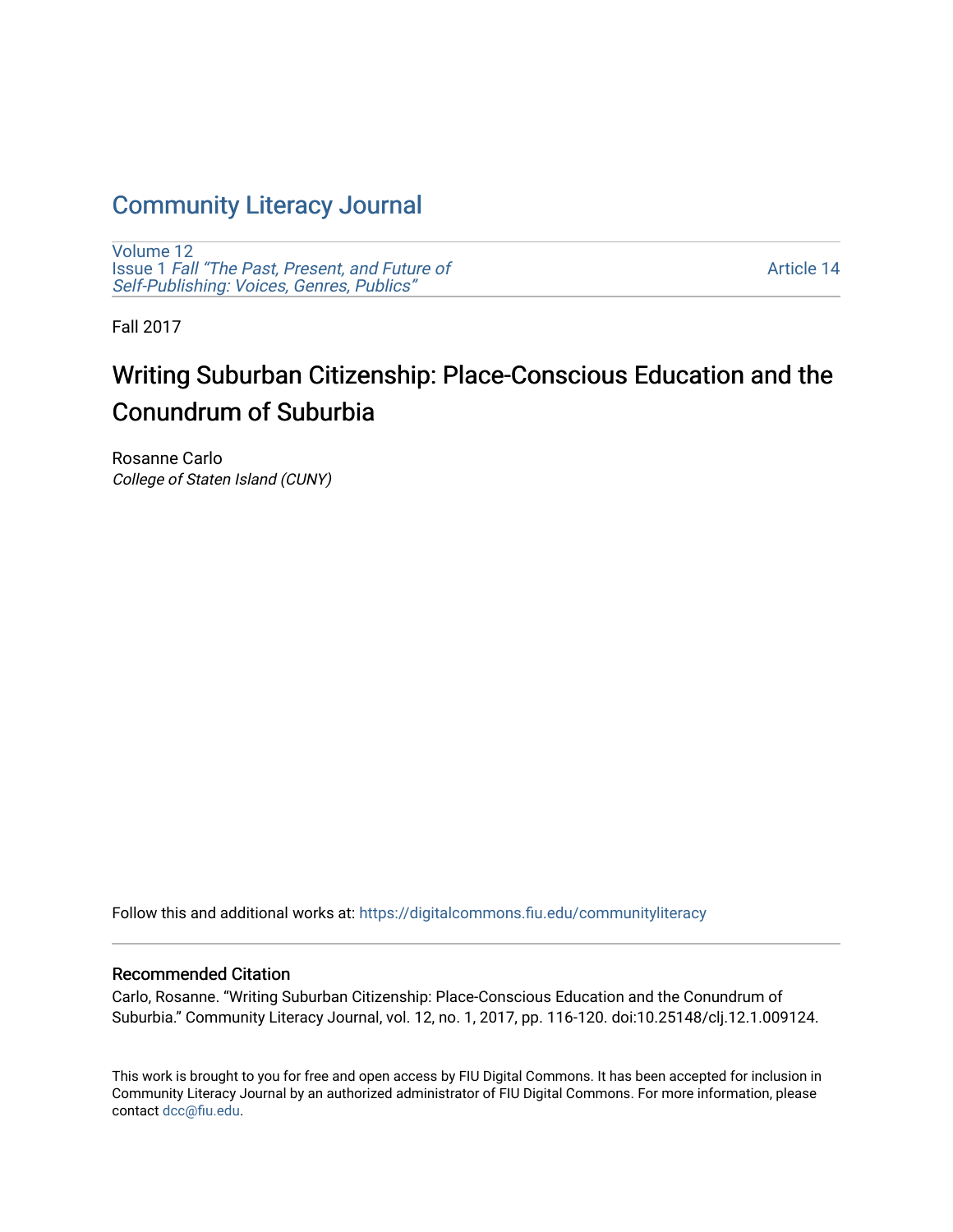# Community Literacy Journal

Volume 12
Issue 1 *Fall "The Past, Present, and Future of Self-Publishing: Voices, Genres, Publics"*

Article 14

Fall 2017

## Writing Suburban Citizenship: Place-Conscious Education and the Conundrum of Suburbia

Rosanne Carlo
*College of Staten Island (CUNY)*

Follow this and additional works at: https://digitalcommons.fiu.edu/communityliteracy

### Recommended Citation

Carlo, Rosanne. "Writing Suburban Citizenship: Place-Conscious Education and the Conundrum of Suburbia." Community Literacy Journal, vol. 12, no. 1, 2017, pp. 116-120. doi:10.25148/clj.12.1.009124.

This work is brought to you for free and open access by FIU Digital Commons. It has been accepted for inclusion in Community Literacy Journal by an authorized administrator of FIU Digital Commons. For more information, please contact dcc@fiu.edu.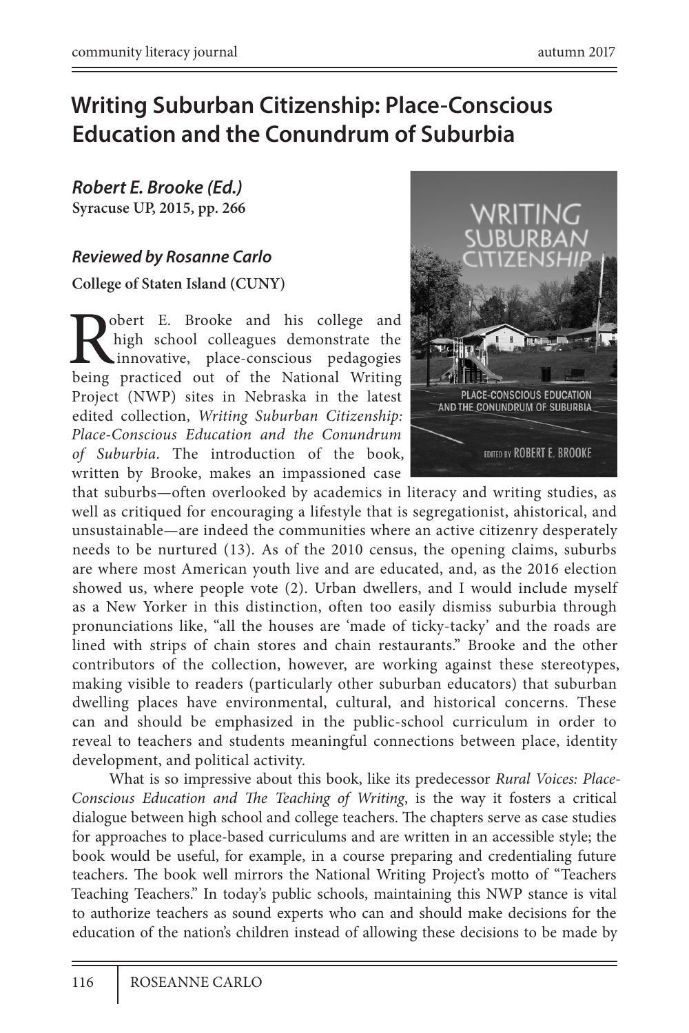# Writing Suburban Citizenship: Place-Conscious Education and the Conundrum of Suburbia

***Robert E. Brooke (Ed.)***
**Syracuse UP, 2015, pp. 266**

***Reviewed by Rosanne Carlo***

**College of Staten Island (CUNY)**

Robert E. Brooke and his college and high school colleagues demonstrate the innovative, place-conscious pedagogies being practiced out of the National Writing Project (NWP) sites in Nebraska in the latest edited collection, *Writing Suburban Citizenship: Place-Conscious Education and the Conundrum of Suburbia*. The introduction of the book, written by Brooke, makes an impassioned case that suburbs—often overlooked by academics in literacy and writing studies, as well as critiqued for encouraging a lifestyle that is segregationist, ahistorical, and unsustainable—are indeed the communities where an active citizenry desperately needs to be nurtured (13). As of the 2010 census, the opening claims, suburbs are where most American youth live and are educated, and, as the 2016 election showed us, where people vote (2). Urban dwellers, and I would include myself as a New Yorker in this distinction, often too easily dismiss suburbia through pronunciations like, "all the houses are 'made of ticky-tacky' and the roads are lined with strips of chain stores and chain restaurants." Brooke and the other contributors of the collection, however, are working against these stereotypes, making visible to readers (particularly other suburban educators) that suburban dwelling places have environmental, cultural, and historical concerns. These can and should be emphasized in the public-school curriculum in order to reveal to teachers and students meaningful connections between place, identity development, and political activity.

What is so impressive about this book, like its predecessor *Rural Voices: Place-Conscious Education and The Teaching of Writing*, is the way it fosters a critical dialogue between high school and college teachers. The chapters serve as case studies for approaches to place-based curriculums and are written in an accessible style; the book would be useful, for example, in a course preparing and credentialing future teachers. The book well mirrors the National Writing Project's motto of "Teachers Teaching Teachers." In today's public schools, maintaining this NWP stance is vital to authorize teachers as sound experts who can and should make decisions for the education of the nation's children instead of allowing these decisions to be made by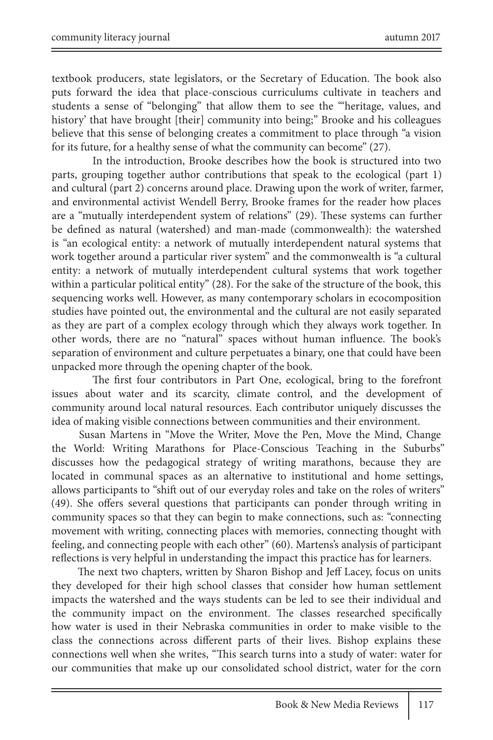textbook producers, state legislators, or the Secretary of Education. The book also puts forward the idea that place-conscious curriculums cultivate in teachers and students a sense of "belonging" that allow them to see the "'heritage, values, and history' that have brought [their] community into being;" Brooke and his colleagues believe that this sense of belonging creates a commitment to place through "a vision for its future, for a healthy sense of what the community can become" (27).

In the introduction, Brooke describes how the book is structured into two parts, grouping together author contributions that speak to the ecological (part 1) and cultural (part 2) concerns around place. Drawing upon the work of writer, farmer, and environmental activist Wendell Berry, Brooke frames for the reader how places are a "mutually interdependent system of relations" (29). These systems can further be defined as natural (watershed) and man-made (commonwealth): the watershed is "an ecological entity: a network of mutually interdependent natural systems that work together around a particular river system" and the commonwealth is "a cultural entity: a network of mutually interdependent cultural systems that work together within a particular political entity" (28). For the sake of the structure of the book, this sequencing works well. However, as many contemporary scholars in ecocomposition studies have pointed out, the environmental and the cultural are not easily separated as they are part of a complex ecology through which they always work together. In other words, there are no "natural" spaces without human influence. The book's separation of environment and culture perpetuates a binary, one that could have been unpacked more through the opening chapter of the book.

The first four contributors in Part One, ecological, bring to the forefront issues about water and its scarcity, climate control, and the development of community around local natural resources. Each contributor uniquely discusses the idea of making visible connections between communities and their environment.

Susan Martens in "Move the Writer, Move the Pen, Move the Mind, Change the World: Writing Marathons for Place-Conscious Teaching in the Suburbs" discusses how the pedagogical strategy of writing marathons, because they are located in communal spaces as an alternative to institutional and home settings, allows participants to "shift out of our everyday roles and take on the roles of writers" (49). She offers several questions that participants can ponder through writing in community spaces so that they can begin to make connections, such as: "connecting movement with writing, connecting places with memories, connecting thought with feeling, and connecting people with each other" (60). Martens's analysis of participant reflections is very helpful in understanding the impact this practice has for learners.

The next two chapters, written by Sharon Bishop and Jeff Lacey, focus on units they developed for their high school classes that consider how human settlement impacts the watershed and the ways students can be led to see their individual and the community impact on the environment. The classes researched specifically how water is used in their Nebraska communities in order to make visible to the class the connections across different parts of their lives. Bishop explains these connections well when she writes, "This search turns into a study of water: water for our communities that make up our consolidated school district, water for the corn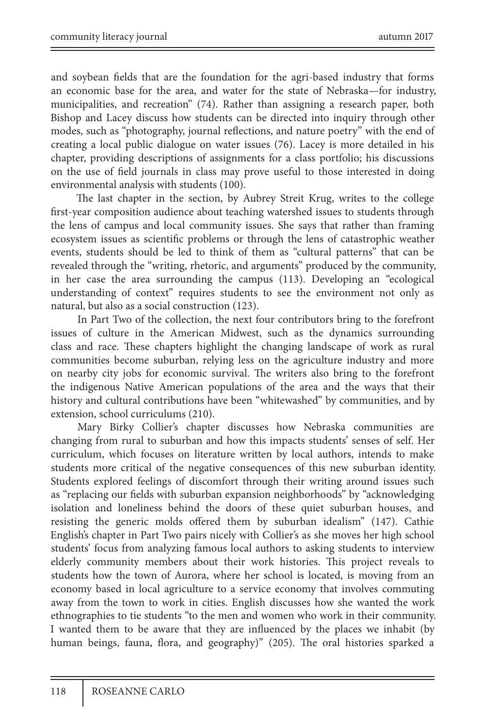and soybean fields that are the foundation for the agri-based industry that forms an economic base for the area, and water for the state of Nebraska—for industry, municipalities, and recreation" (74). Rather than assigning a research paper, both Bishop and Lacey discuss how students can be directed into inquiry through other modes, such as "photography, journal reflections, and nature poetry" with the end of creating a local public dialogue on water issues (76). Lacey is more detailed in his chapter, providing descriptions of assignments for a class portfolio; his discussions on the use of field journals in class may prove useful to those interested in doing environmental analysis with students (100).

The last chapter in the section, by Aubrey Streit Krug, writes to the college first-year composition audience about teaching watershed issues to students through the lens of campus and local community issues. She says that rather than framing ecosystem issues as scientific problems or through the lens of catastrophic weather events, students should be led to think of them as "cultural patterns" that can be revealed through the "writing, rhetoric, and arguments" produced by the community, in her case the area surrounding the campus (113). Developing an "ecological understanding of context" requires students to see the environment not only as natural, but also as a social construction (123).

In Part Two of the collection, the next four contributors bring to the forefront issues of culture in the American Midwest, such as the dynamics surrounding class and race. These chapters highlight the changing landscape of work as rural communities become suburban, relying less on the agriculture industry and more on nearby city jobs for economic survival. The writers also bring to the forefront the indigenous Native American populations of the area and the ways that their history and cultural contributions have been "whitewashed" by communities, and by extension, school curriculums (210).

Mary Birky Collier's chapter discusses how Nebraska communities are changing from rural to suburban and how this impacts students' senses of self. Her curriculum, which focuses on literature written by local authors, intends to make students more critical of the negative consequences of this new suburban identity. Students explored feelings of discomfort through their writing around issues such as "replacing our fields with suburban expansion neighborhoods" by "acknowledging isolation and loneliness behind the doors of these quiet suburban houses, and resisting the generic molds offered them by suburban idealism" (147). Cathie English's chapter in Part Two pairs nicely with Collier's as she moves her high school students' focus from analyzing famous local authors to asking students to interview elderly community members about their work histories. This project reveals to students how the town of Aurora, where her school is located, is moving from an economy based in local agriculture to a service economy that involves commuting away from the town to work in cities. English discusses how she wanted the work ethnographies to tie students "to the men and women who work in their community. I wanted them to be aware that they are influenced by the places we inhabit (by human beings, fauna, flora, and geography)" (205). The oral histories sparked a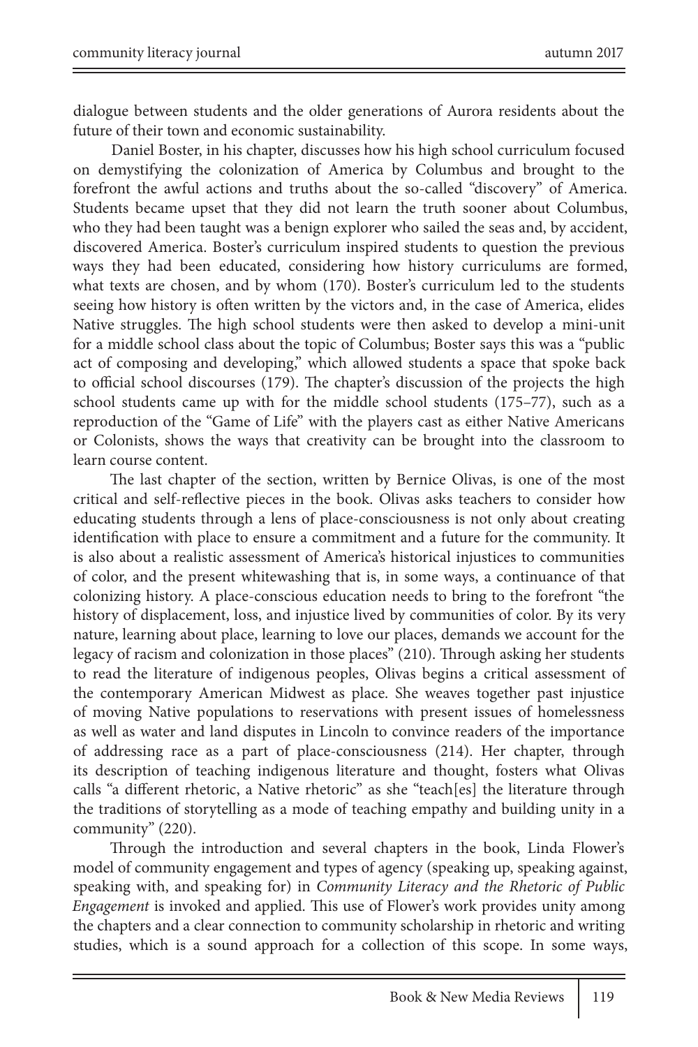dialogue between students and the older generations of Aurora residents about the future of their town and economic sustainability.

Daniel Boster, in his chapter, discusses how his high school curriculum focused on demystifying the colonization of America by Columbus and brought to the forefront the awful actions and truths about the so-called "discovery" of America. Students became upset that they did not learn the truth sooner about Columbus, who they had been taught was a benign explorer who sailed the seas and, by accident, discovered America. Boster's curriculum inspired students to question the previous ways they had been educated, considering how history curriculums are formed, what texts are chosen, and by whom (170). Boster's curriculum led to the students seeing how history is often written by the victors and, in the case of America, elides Native struggles. The high school students were then asked to develop a mini-unit for a middle school class about the topic of Columbus; Boster says this was a "public act of composing and developing," which allowed students a space that spoke back to official school discourses (179). The chapter's discussion of the projects the high school students came up with for the middle school students (175–77), such as a reproduction of the "Game of Life" with the players cast as either Native Americans or Colonists, shows the ways that creativity can be brought into the classroom to learn course content.

The last chapter of the section, written by Bernice Olivas, is one of the most critical and self-reflective pieces in the book. Olivas asks teachers to consider how educating students through a lens of place-consciousness is not only about creating identification with place to ensure a commitment and a future for the community. It is also about a realistic assessment of America's historical injustices to communities of color, and the present whitewashing that is, in some ways, a continuance of that colonizing history. A place-conscious education needs to bring to the forefront "the history of displacement, loss, and injustice lived by communities of color. By its very nature, learning about place, learning to love our places, demands we account for the legacy of racism and colonization in those places" (210). Through asking her students to read the literature of indigenous peoples, Olivas begins a critical assessment of the contemporary American Midwest as place. She weaves together past injustice of moving Native populations to reservations with present issues of homelessness as well as water and land disputes in Lincoln to convince readers of the importance of addressing race as a part of place-consciousness (214). Her chapter, through its description of teaching indigenous literature and thought, fosters what Olivas calls "a different rhetoric, a Native rhetoric" as she "teach[es] the literature through the traditions of storytelling as a mode of teaching empathy and building unity in a community" (220).

Through the introduction and several chapters in the book, Linda Flower's model of community engagement and types of agency (speaking up, speaking against, speaking with, and speaking for) in *Community Literacy and the Rhetoric of Public Engagement* is invoked and applied. This use of Flower's work provides unity among the chapters and a clear connection to community scholarship in rhetoric and writing studies, which is a sound approach for a collection of this scope. In some ways,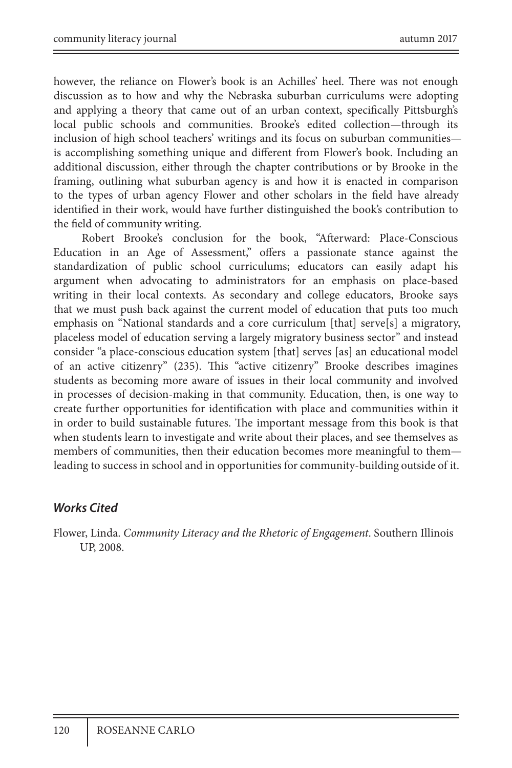however, the reliance on Flower's book is an Achilles' heel. There was not enough discussion as to how and why the Nebraska suburban curriculums were adopting and applying a theory that came out of an urban context, specifically Pittsburgh's local public schools and communities. Brooke's edited collection—through its inclusion of high school teachers' writings and its focus on suburban communities—is accomplishing something unique and different from Flower's book. Including an additional discussion, either through the chapter contributions or by Brooke in the framing, outlining what suburban agency is and how it is enacted in comparison to the types of urban agency Flower and other scholars in the field have already identified in their work, would have further distinguished the book's contribution to the field of community writing.

Robert Brooke's conclusion for the book, "Afterward: Place-Conscious Education in an Age of Assessment," offers a passionate stance against the standardization of public school curriculums; educators can easily adapt his argument when advocating to administrators for an emphasis on place-based writing in their local contexts. As secondary and college educators, Brooke says that we must push back against the current model of education that puts too much emphasis on "National standards and a core curriculum [that] serve[s] a migratory, placeless model of education serving a largely migratory business sector" and instead consider "a place-conscious education system [that] serves [as] an educational model of an active citizenry" (235). This "active citizenry" Brooke describes imagines students as becoming more aware of issues in their local community and involved in processes of decision-making in that community. Education, then, is one way to create further opportunities for identification with place and communities within it in order to build sustainable futures. The important message from this book is that when students learn to investigate and write about their places, and see themselves as members of communities, then their education becomes more meaningful to them—leading to success in school and in opportunities for community-building outside of it.

## *Works Cited*

Flower, Linda. *Community Literacy and the Rhetoric of Engagement*. Southern Illinois UP, 2008.